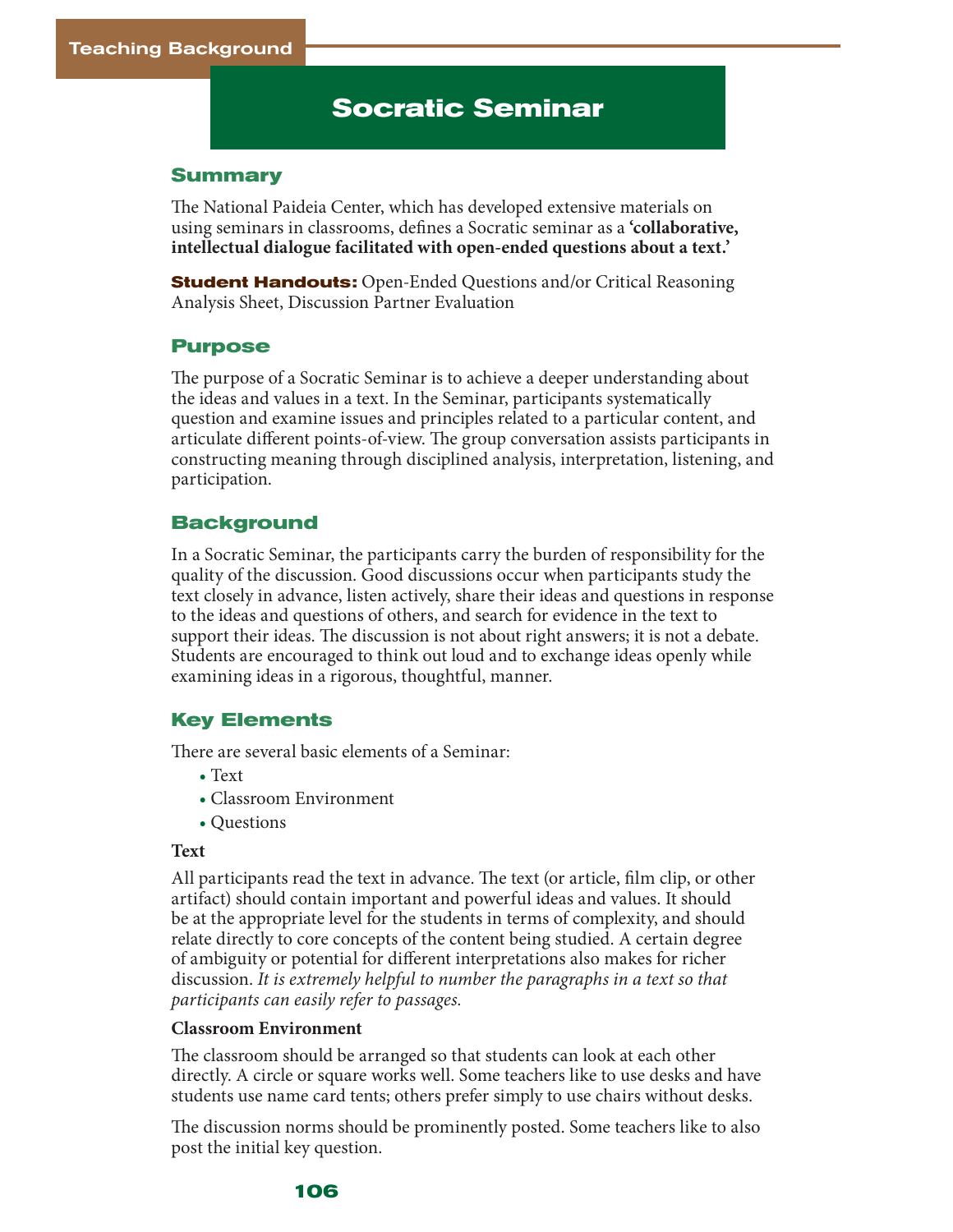Teaching Background

# Socratic Seminar

## Summary

The National Paideia Center, which has developed extensive materials on using seminars in classrooms, defines a Socratic seminar as a **'collaborative, intellectual dialogue facilitated with open-ended questions about a text.'**

**Student Handouts:** Open-Ended Questions and/or Critical Reasoning Analysis Sheet, Discussion Partner Evaluation

## Purpose

The purpose of a Socratic Seminar is to achieve a deeper understanding about the ideas and values in a text. In the Seminar, participants systematically question and examine issues and principles related to a particular content, and articulate different points-of-view. The group conversation assists participants in constructing meaning through disciplined analysis, interpretation, listening, and participation.

## Background

In a Socratic Seminar, the participants carry the burden of responsibility for the quality of the discussion. Good discussions occur when participants study the text closely in advance, listen actively, share their ideas and questions in response to the ideas and questions of others, and search for evidence in the text to support their ideas. The discussion is not about right answers; it is not a debate. Students are encouraged to think out loud and to exchange ideas openly while examining ideas in a rigorous, thoughtful, manner.

## Key Elements

There are several basic elements of a Seminar:

- Text
- Classroom Environment
- Questions

**Text**

All participants read the text in advance. The text (or article, film clip, or other artifact) should contain important and powerful ideas and values. It should be at the appropriate level for the students in terms of complexity, and should relate directly to core concepts of the content being studied. A certain degree of ambiguity or potential for different interpretations also makes for richer discussion. *It is extremely helpful to number the paragraphs in a text so that participants can easily refer to passages.*

**Classroom Environment**

The classroom should be arranged so that students can look at each other directly. A circle or square works well. Some teachers like to use desks and have students use name card tents; others prefer simply to use chairs without desks.

The discussion norms should be prominently posted. Some teachers like to also post the initial key question.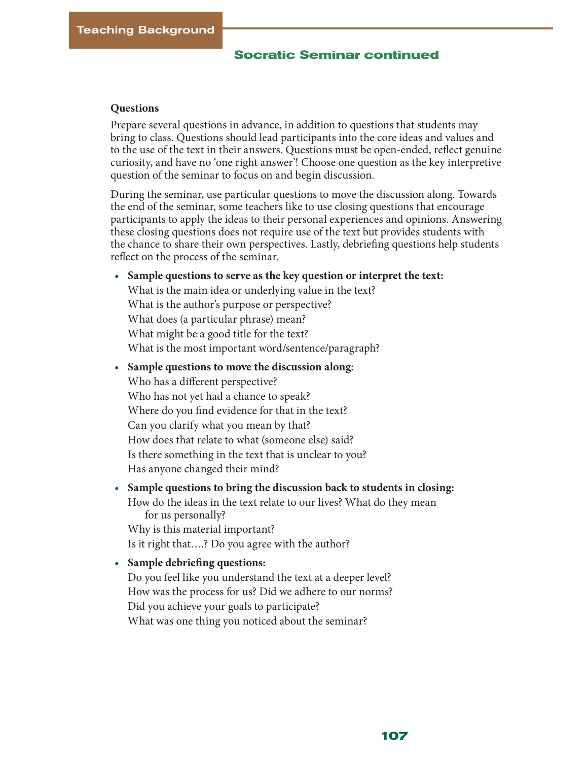## Socratic Seminar continued

### Questions

Prepare several questions in advance, in addition to questions that students may bring to class. Questions should lead participants into the core ideas and values and to the use of the text in their answers. Questions must be open-ended, reflect genuine curiosity, and have no 'one right answer'! Choose one question as the key interpretive question of the seminar to focus on and begin discussion.

During the seminar, use particular questions to move the discussion along. Towards the end of the seminar, some teachers like to use closing questions that encourage participants to apply the ideas to their personal experiences and opinions. Answering these closing questions does not require use of the text but provides students with the chance to share their own perspectives. Lastly, debriefing questions help students reflect on the process of the seminar.

- **Sample questions to serve as the key question or interpret the text:**
  What is the main idea or underlying value in the text?
  What is the author's purpose or perspective?
  What does (a particular phrase) mean?
  What might be a good title for the text?
  What is the most important word/sentence/paragraph?
- **Sample questions to move the discussion along:**
  Who has a different perspective?
  Who has not yet had a chance to speak?
  Where do you find evidence for that in the text?
  Can you clarify what you mean by that?
  How does that relate to what (someone else) said?
  Is there something in the text that is unclear to you?
  Has anyone changed their mind?
- **Sample questions to bring the discussion back to students in closing:**
  How do the ideas in the text relate to our lives? What do they mean for us personally?
  Why is this material important?
  Is it right that….? Do you agree with the author?
- **Sample debriefing questions:**
  Do you feel like you understand the text at a deeper level?
  How was the process for us? Did we adhere to our norms?
  Did you achieve your goals to participate?
  What was one thing you noticed about the seminar?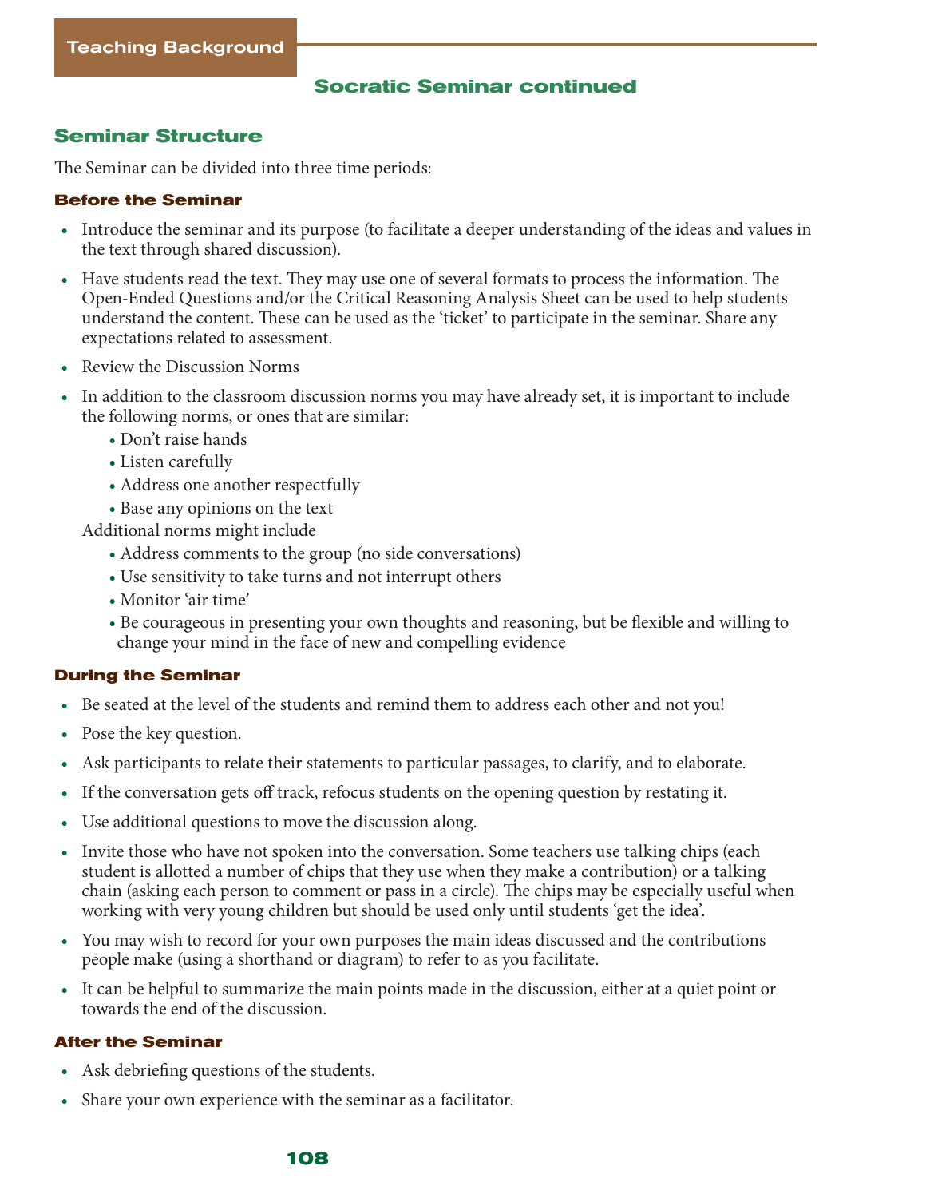Teaching Background

## Socratic Seminar continued

### Seminar Structure

The Seminar can be divided into three time periods:

#### Before the Seminar

- Introduce the seminar and its purpose (to facilitate a deeper understanding of the ideas and values in the text through shared discussion).
- Have students read the text. They may use one of several formats to process the information. The Open-Ended Questions and/or the Critical Reasoning Analysis Sheet can be used to help students understand the content. These can be used as the 'ticket' to participate in the seminar. Share any expectations related to assessment.
- Review the Discussion Norms
- In addition to the classroom discussion norms you may have already set, it is important to include the following norms, or ones that are similar:
  - Don't raise hands
  - Listen carefully
  - Address one another respectfully
  - Base any opinions on the text

  Additional norms might include
  - Address comments to the group (no side conversations)
  - Use sensitivity to take turns and not interrupt others
  - Monitor 'air time'
  - Be courageous in presenting your own thoughts and reasoning, but be flexible and willing to change your mind in the face of new and compelling evidence

#### During the Seminar

- Be seated at the level of the students and remind them to address each other and not you!
- Pose the key question.
- Ask participants to relate their statements to particular passages, to clarify, and to elaborate.
- If the conversation gets off track, refocus students on the opening question by restating it.
- Use additional questions to move the discussion along.
- Invite those who have not spoken into the conversation. Some teachers use talking chips (each student is allotted a number of chips that they use when they make a contribution) or a talking chain (asking each person to comment or pass in a circle). The chips may be especially useful when working with very young children but should be used only until students 'get the idea'.
- You may wish to record for your own purposes the main ideas discussed and the contributions people make (using a shorthand or diagram) to refer to as you facilitate.
- It can be helpful to summarize the main points made in the discussion, either at a quiet point or towards the end of the discussion.

#### After the Seminar

- Ask debriefing questions of the students.
- Share your own experience with the seminar as a facilitator.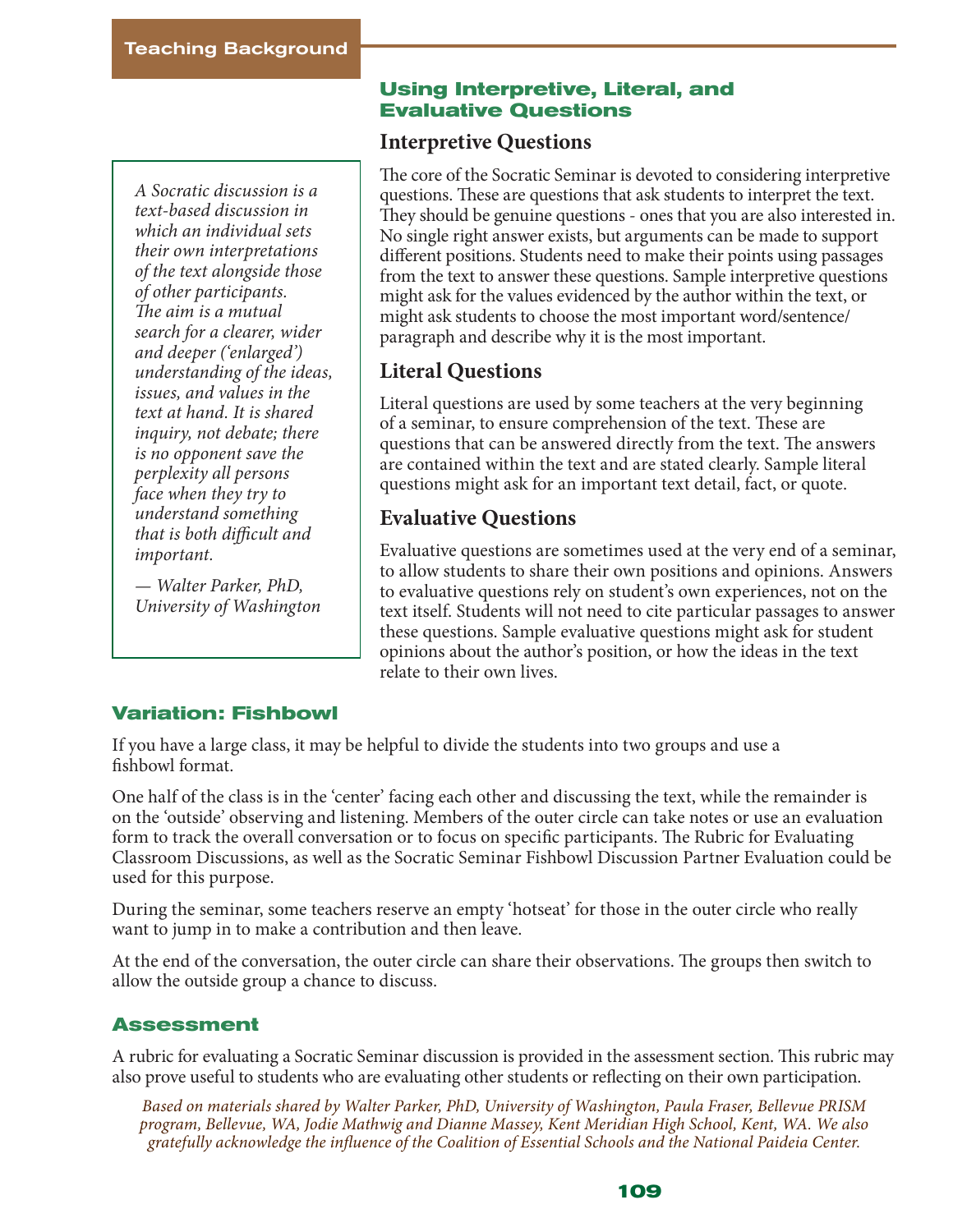## Teaching Background

> *A Socratic discussion is a text-based discussion in which an individual sets their own interpretations of the text alongside those of other participants. The aim is a mutual search for a clearer, wider and deeper ('enlarged') understanding of the ideas, issues, and values in the text at hand. It is shared inquiry, not debate; there is no opponent save the perplexity all persons face when they try to understand something that is both difficult and important.*
>
> *— Walter Parker, PhD, University of Washington*

### Using Interpretive, Literal, and Evaluative Questions

#### Interpretive Questions

The core of the Socratic Seminar is devoted to considering interpretive questions. These are questions that ask students to interpret the text. They should be genuine questions - ones that you are also interested in. No single right answer exists, but arguments can be made to support different positions. Students need to make their points using passages from the text to answer these questions. Sample interpretive questions might ask for the values evidenced by the author within the text, or might ask students to choose the most important word/sentence/paragraph and describe why it is the most important.

#### Literal Questions

Literal questions are used by some teachers at the very beginning of a seminar, to ensure comprehension of the text. These are questions that can be answered directly from the text. The answers are contained within the text and are stated clearly. Sample literal questions might ask for an important text detail, fact, or quote.

#### Evaluative Questions

Evaluative questions are sometimes used at the very end of a seminar, to allow students to share their own positions and opinions. Answers to evaluative questions rely on student's own experiences, not on the text itself. Students will not need to cite particular passages to answer these questions. Sample evaluative questions might ask for student opinions about the author's position, or how the ideas in the text relate to their own lives.

### Variation: Fishbowl

If you have a large class, it may be helpful to divide the students into two groups and use a fishbowl format.

One half of the class is in the 'center' facing each other and discussing the text, while the remainder is on the 'outside' observing and listening. Members of the outer circle can take notes or use an evaluation form to track the overall conversation or to focus on specific participants. The Rubric for Evaluating Classroom Discussions, as well as the Socratic Seminar Fishbowl Discussion Partner Evaluation could be used for this purpose.

During the seminar, some teachers reserve an empty 'hotseat' for those in the outer circle who really want to jump in to make a contribution and then leave.

At the end of the conversation, the outer circle can share their observations. The groups then switch to allow the outside group a chance to discuss.

### Assessment

A rubric for evaluating a Socratic Seminar discussion is provided in the assessment section. This rubric may also prove useful to students who are evaluating other students or reflecting on their own participation.

*Based on materials shared by Walter Parker, PhD, University of Washington, Paula Fraser, Bellevue PRISM program, Bellevue, WA, Jodie Mathwig and Dianne Massey, Kent Meridian High School, Kent, WA. We also gratefully acknowledge the influence of the Coalition of Essential Schools and the National Paideia Center.*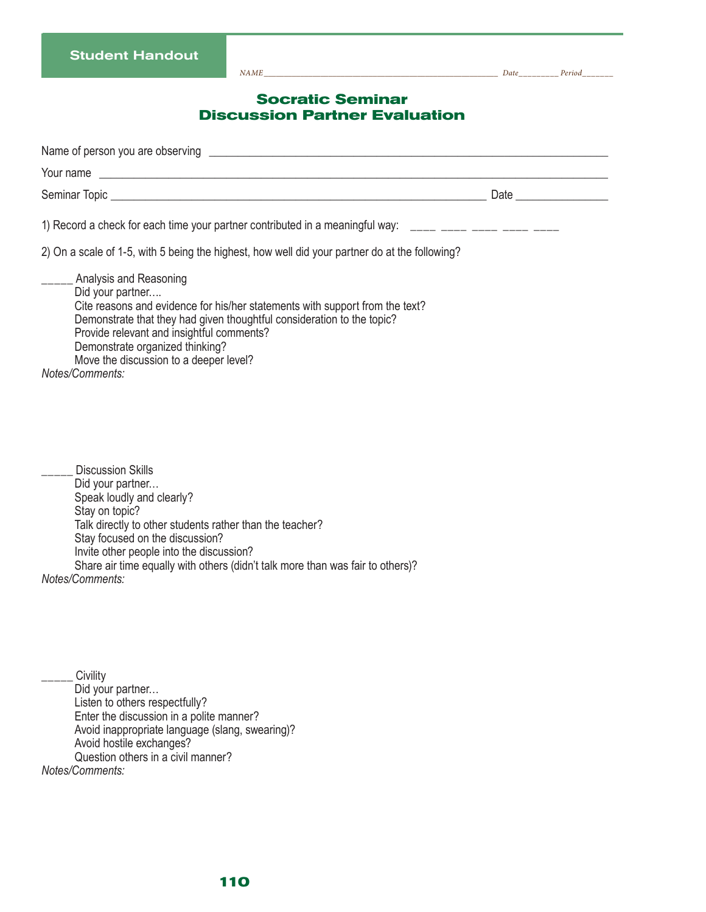Student Handout

NAME__________________________________________________ Date_________ Period_______

# Socratic Seminar
# Discussion Partner Evaluation

Name of person you are observing ______________________________________________________________

Your name ____________________________________________________________________________

Seminar Topic _______________________________________________________ Date _______________

1) Record a check for each time your partner contributed in a meaningful way: ____ ____ ____ ____ ____

2) On a scale of 1-5, with 5 being the highest, how well did your partner do at the following?

_____ Analysis and Reasoning

Did your partner….
- Cite reasons and evidence for his/her statements with support from the text?
- Demonstrate that they had given thoughtful consideration to the topic?
- Provide relevant and insightful comments?
- Demonstrate organized thinking?
- Move the discussion to a deeper level?

*Notes/Comments:*

_____ Discussion Skills

Did your partner…
- Speak loudly and clearly?
- Stay on topic?
- Talk directly to other students rather than the teacher?
- Stay focused on the discussion?
- Invite other people into the discussion?
- Share air time equally with others (didn't talk more than was fair to others)?

*Notes/Comments:*

_____ Civility

Did your partner…
- Listen to others respectfully?
- Enter the discussion in a polite manner?
- Avoid inappropriate language (slang, swearing)?
- Avoid hostile exchanges?
- Question others in a civil manner?

*Notes/Comments:*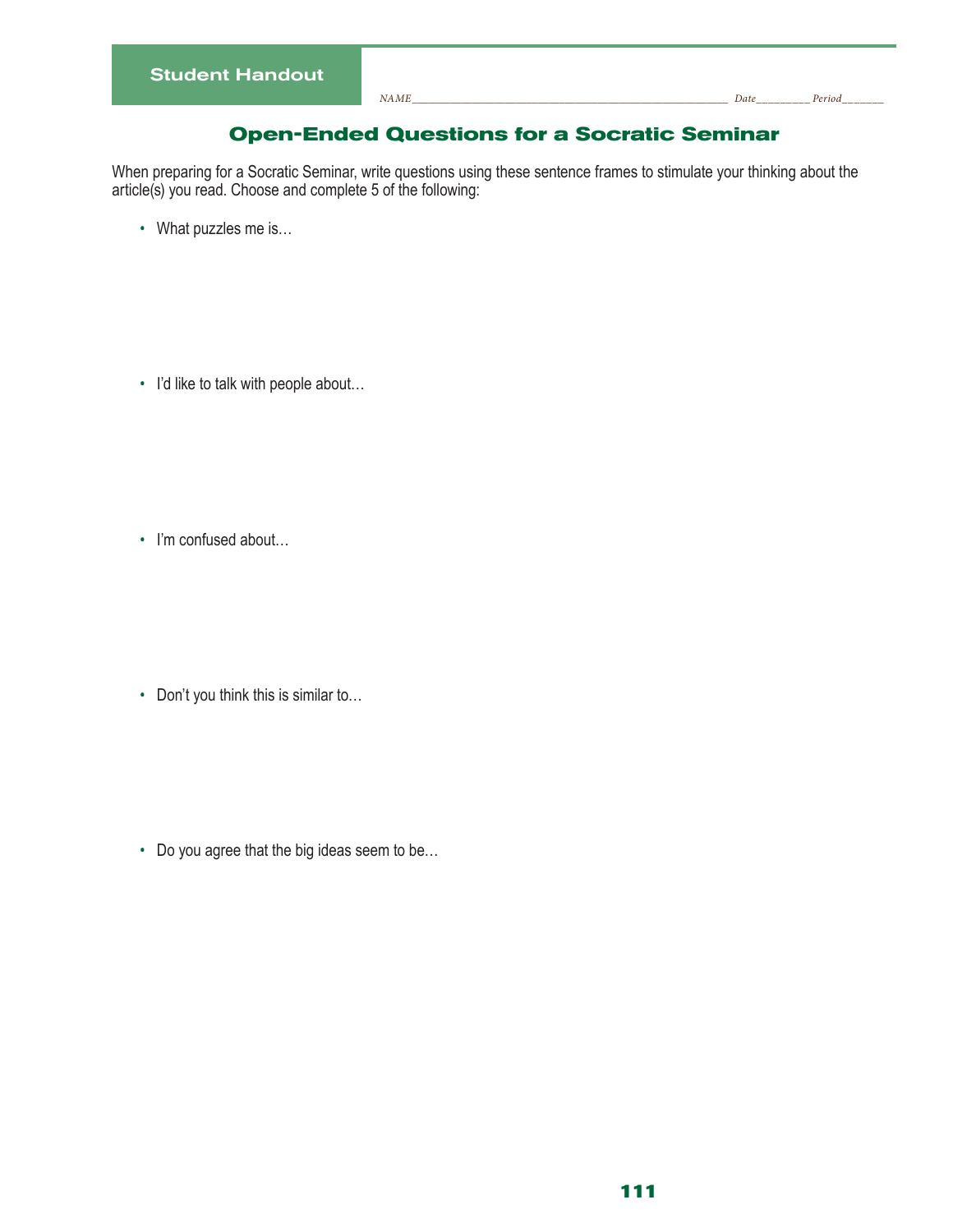Student Handout

NAME_______________________________________________ Date_________ Period_______

## Open-Ended Questions for a Socratic Seminar

When preparing for a Socratic Seminar, write questions using these sentence frames to stimulate your thinking about the article(s) you read. Choose and complete 5 of the following:

- What puzzles me is…

- I'd like to talk with people about…

- I'm confused about…

- Don't you think this is similar to…

- Do you agree that the big ideas seem to be…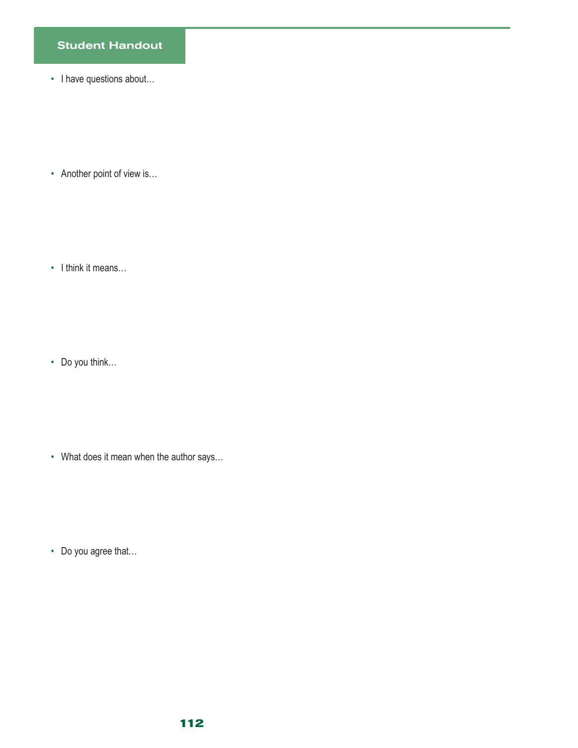## Student Handout

- I have questions about…

- Another point of view is…

- I think it means…

- Do you think…

- What does it mean when the author says…

- Do you agree that…